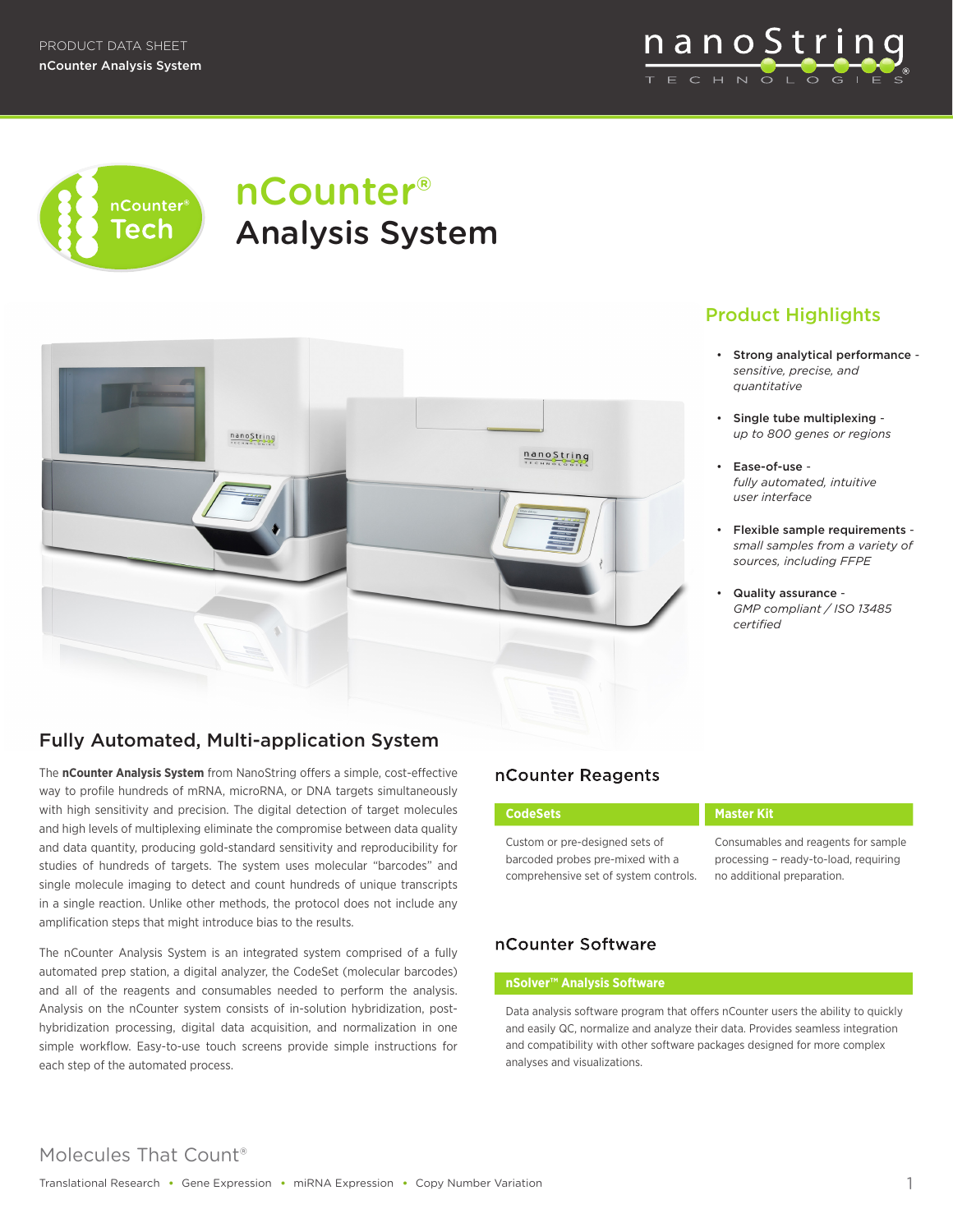# nCounter® Analysis System

## Product Highlights

- **Strong analytical performance** - *sensitive, precise, and quantitative*
- **Single tube multiplexing** - *up to 800 genes or regions*
- **Ease-of-use** - *fully automated, intuitive user interface*
- **Flexible sample requirements** - *small samples from a variety of sources, including FFPE*
- **Quality assurance** - *GMP compliant / ISO 13485 certified*

## Fully Automated, Multi-application System

The **nCounter Analysis System** from NanoString offers a simple, cost-effective way to profile hundreds of mRNA, microRNA, or DNA targets simultaneously with high sensitivity and precision. The digital detection of target molecules and high levels of multiplexing eliminate the compromise between data quality and data quantity, producing gold-standard sensitivity and reproducibility for studies of hundreds of targets. The system uses molecular "barcodes" and single molecule imaging to detect and count hundreds of unique transcripts in a single reaction. Unlike other methods, the protocol does not include any amplification steps that might introduce bias to the results.

The nCounter Analysis System is an integrated system comprised of a fully automated prep station, a digital analyzer, the CodeSet (molecular barcodes) and all of the reagents and consumables needed to perform the analysis. Analysis on the nCounter system consists of in-solution hybridization, post-hybridization processing, digital data acquisition, and normalization in one simple workflow. Easy-to-use touch screens provide simple instructions for each step of the automated process.

## nCounter Reagents

| CodeSets | Master Kit |
|---|---|
| Custom or pre-designed sets of barcoded probes pre-mixed with a comprehensive set of system controls. | Consumables and reagents for sample processing – ready-to-load, requiring no additional preparation. |

## nCounter Software

**nSolver™ Analysis Software**

Data analysis software program that offers nCounter users the ability to quickly and easily QC, normalize and analyze their data. Provides seamless integration and compatibility with other software packages designed for more complex analyses and visualizations.

Molecules That Count®

Translational Research • Gene Expression • miRNA Expression • Copy Number Variation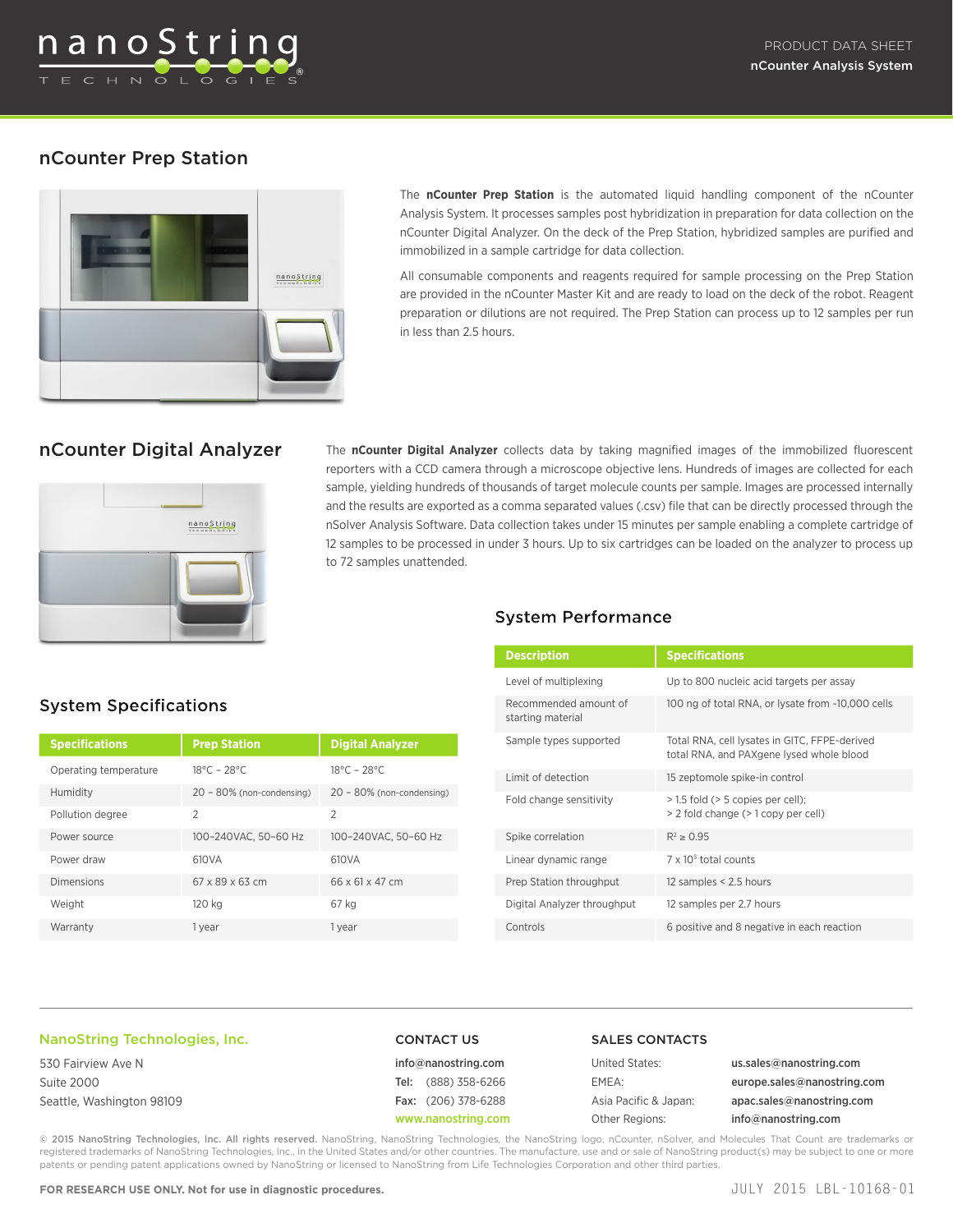## nCounter Prep Station

The **nCounter Prep Station** is the automated liquid handling component of the nCounter Analysis System. It processes samples post hybridization in preparation for data collection on the nCounter Digital Analyzer. On the deck of the Prep Station, hybridized samples are purified and immobilized in a sample cartridge for data collection.

All consumable components and reagents required for sample processing on the Prep Station are provided in the nCounter Master Kit and are ready to load on the deck of the robot. Reagent preparation or dilutions are not required. The Prep Station can process up to 12 samples per run in less than 2.5 hours.

## nCounter Digital Analyzer

The **nCounter Digital Analyzer** collects data by taking magnified images of the immobilized fluorescent reporters with a CCD camera through a microscope objective lens. Hundreds of images are collected for each sample, yielding hundreds of thousands of target molecule counts per sample. Images are processed internally and the results are exported as a comma separated values (.csv) file that can be directly processed through the nSolver Analysis Software. Data collection takes under 15 minutes per sample enabling a complete cartridge of 12 samples to be processed in under 3 hours. Up to six cartridges can be loaded on the analyzer to process up to 72 samples unattended.

## System Specifications

| Specifications | Prep Station | Digital Analyzer |
|---|---|---|
| Operating temperature | 18°C – 28°C | 18°C – 28°C |
| Humidity | 20 – 80% (non-condensing) | 20 – 80% (non-condensing) |
| Pollution degree | 2 | 2 |
| Power source | 100–240VAC, 50–60 Hz | 100–240VAC, 50–60 Hz |
| Power draw | 610VA | 610VA |
| Dimensions | 67 x 89 x 63 cm | 66 x 61 x 47 cm |
| Weight | 120 kg | 67 kg |
| Warranty | 1 year | 1 year |

## System Performance

| Description | Specifications |
|---|---|
| Level of multiplexing | Up to 800 nucleic acid targets per assay |
| Recommended amount of starting material | 100 ng of total RNA, or lysate from ~10,000 cells |
| Sample types supported | Total RNA, cell lysates in GITC, FFPE-derived total RNA, and PAXgene lysed whole blood |
| Limit of detection | 15 zeptomole spike-in control |
| Fold change sensitivity | > 1.5 fold (> 5 copies per cell); > 2 fold change (> 1 copy per cell) |
| Spike correlation | $R^2 \geq 0.95$ |
| Linear dynamic range | $7 \times 10^5$ total counts |
| Prep Station throughput | 12 samples < 2.5 hours |
| Digital Analyzer throughput | 12 samples per 2.7 hours |
| Controls | 6 positive and 8 negative in each reaction |

---

**NanoString Technologies, Inc.**

530 Fairview Ave N
Suite 2000
Seattle, Washington 98109

**CONTACT US**

info@nanostring.com
**Tel:** (888) 358-6266
**Fax:** (206) 378-6288
www.nanostring.com

**SALES CONTACTS**

| | |
|---|---|
| United States: | us.sales@nanostring.com |
| EMEA: | europe.sales@nanostring.com |
| Asia Pacific & Japan: | apac.sales@nanostring.com |
| Other Regions: | info@nanostring.com |

© 2015 NanoString Technologies, Inc. All rights reserved. NanoString, NanoString Technologies, the NanoString logo, nCounter, nSolver, and Molecules That Count are trademarks or registered trademarks of NanoString Technologies, Inc., in the United States and/or other countries. The manufacture, use and or sale of NanoString product(s) may be subject to one or more patents or pending patent applications owned by NanoString or licensed to NanoString from Life Technologies Corporation and other third parties.

**FOR RESEARCH USE ONLY. Not for use in diagnostic procedures.**

JULY 2015 LBL-10168-01